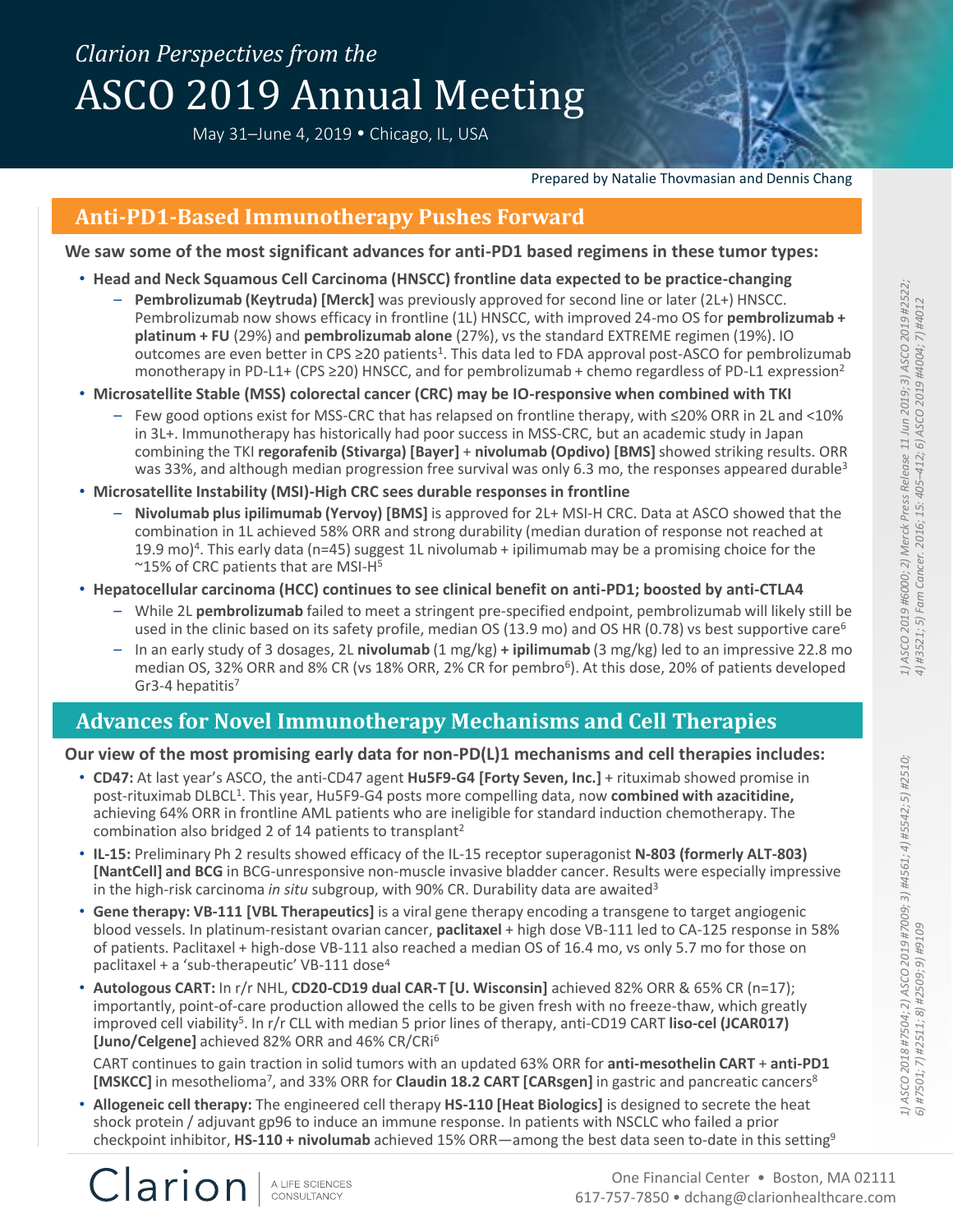*Clarion Perspectives from the*

# ASCO 2019 Annual Meeting

May 31–June 4, 2019 • Chicago, IL, USA

Prepared by Natalie Thovmasian and Dennis Chang

## Anti-PD1-Based Immunotherapy Pushes Forward

**We saw some of the most significant advances for anti-PD1 based regimens in these tumor types:**

- **Head and Neck Squamous Cell Carcinoma (HNSCC) frontline data expected to be practice-changing**
  - **Pembrolizumab (Keytruda) [Merck]** was previously approved for second line or later (2L+) HNSCC. Pembrolizumab now shows efficacy in frontline (1L) HNSCC, with improved 24-mo OS for **pembrolizumab + platinum + FU** (29%) and **pembrolizumab alone** (27%), vs the standard EXTREME regimen (19%). IO outcomes are even better in CPS ≥20 patients[1]. This data led to FDA approval post-ASCO for pembrolizumab monotherapy in PD-L1+ (CPS ≥20) HNSCC, and for pembrolizumab + chemo regardless of PD-L1 expression[2]
- **Microsatellite Stable (MSS) colorectal cancer (CRC) may be IO-responsive when combined with TKI**
  - Few good options exist for MSS-CRC that has relapsed on frontline therapy, with ≤20% ORR in 2L and <10% in 3L+. Immunotherapy has historically had poor success in MSS-CRC, but an academic study in Japan combining the TKI **regorafenib (Stivarga) [Bayer]** + **nivolumab (Opdivo) [BMS]** showed striking results. ORR was 33%, and although median progression free survival was only 6.3 mo, the responses appeared durable[3]
- **Microsatellite Instability (MSI)-High CRC sees durable responses in frontline**
  - **Nivolumab plus ipilimumab (Yervoy) [BMS]** is approved for 2L+ MSI-H CRC. Data at ASCO showed that the combination in 1L achieved 58% ORR and strong durability (median duration of response not reached at 19.9 mo)[4]. This early data (n=45) suggest 1L nivolumab + ipilimumab may be a promising choice for the ~15% of CRC patients that are MSI-H[5]
- **Hepatocellular carcinoma (HCC) continues to see clinical benefit on anti-PD1; boosted by anti-CTLA4**
  - While 2L **pembrolizumab** failed to meet a stringent pre-specified endpoint, pembrolizumab will likely still be used in the clinic based on its safety profile, median OS (13.9 mo) and OS HR (0.78) vs best supportive care[6]
  - In an early study of 3 dosages, 2L **nivolumab** (1 mg/kg) **+ ipilimumab** (3 mg/kg) led to an impressive 22.8 mo median OS, 32% ORR and 8% CR (vs 18% ORR, 2% CR for pembro[6]). At this dose, 20% of patients developed Gr3-4 hepatitis[7]

*1) ASCO 2019 #6000; 2) Merck Press Release 11 Jun 2019; 3) ASCO 2019 #2522; 4) #3521; 5) Fam Cancer. 2016; 15: 405–412; 6) ASCO 2019 #4004; 7) #4012*

## Advances for Novel Immunotherapy Mechanisms and Cell Therapies

**Our view of the most promising early data for non-PD(L)1 mechanisms and cell therapies includes:**

- **CD47:** At last year's ASCO, the anti-CD47 agent **Hu5F9-G4 [Forty Seven, Inc.]** + rituximab showed promise in post-rituximab DLBCL[1]. This year, Hu5F9-G4 posts more compelling data, now **combined with azacitidine,** achieving 64% ORR in frontline AML patients who are ineligible for standard induction chemotherapy. The combination also bridged 2 of 14 patients to transplant[2]
- **IL-15:** Preliminary Ph 2 results showed efficacy of the IL-15 receptor superagonist **N-803 (formerly ALT-803) [NantCell] and BCG** in BCG-unresponsive non-muscle invasive bladder cancer. Results were especially impressive in the high-risk carcinoma *in situ* subgroup, with 90% CR. Durability data are awaited[3]
- **Gene therapy: VB-111 [VBL Therapeutics]** is a viral gene therapy encoding a transgene to target angiogenic blood vessels. In platinum-resistant ovarian cancer, **paclitaxel** + high dose VB-111 led to CA-125 response in 58% of patients. Paclitaxel + high-dose VB-111 also reached a median OS of 16.4 mo, vs only 5.7 mo for those on paclitaxel + a 'sub-therapeutic' VB-111 dose[4]
- **Autologous CART:** In r/r NHL, **CD20-CD19 dual CAR-T [U. Wisconsin]** achieved 82% ORR & 65% CR (n=17); importantly, point-of-care production allowed the cells to be given fresh with no freeze-thaw, which greatly improved cell viability[5]. In r/r CLL with median 5 prior lines of therapy, anti-CD19 CART **liso-cel (JCAR017) [Juno/Celgene]** achieved 82% ORR and 46% CR/CRi[6]

  CART continues to gain traction in solid tumors with an updated 63% ORR for **anti-mesothelin CART** + **anti-PD1 [MSKCC]** in mesothelioma[7], and 33% ORR for **Claudin 18.2 CART [CARsgen]** in gastric and pancreatic cancers[8]
- **Allogeneic cell therapy:** The engineered cell therapy **HS-110 [Heat Biologics]** is designed to secrete the heat shock protein / adjuvant gp96 to induce an immune response. In patients with NSCLC who failed a prior checkpoint inhibitor, **HS-110 + nivolumab** achieved 15% ORR—among the best data seen to-date in this setting[9]

*1) ASCO 2018 #7504; 2) ASCO 2019 #7009; 3) #4561; 4) #5542; 5) #2510; 6) #7501; 7) #2511; 8) #2509; 9) #9109*

Clarion | A LIFE SCIENCES CONSULTANCY

One Financial Center • Boston, MA 02111
617-757-7850 • dchang@clarionhealthcare.com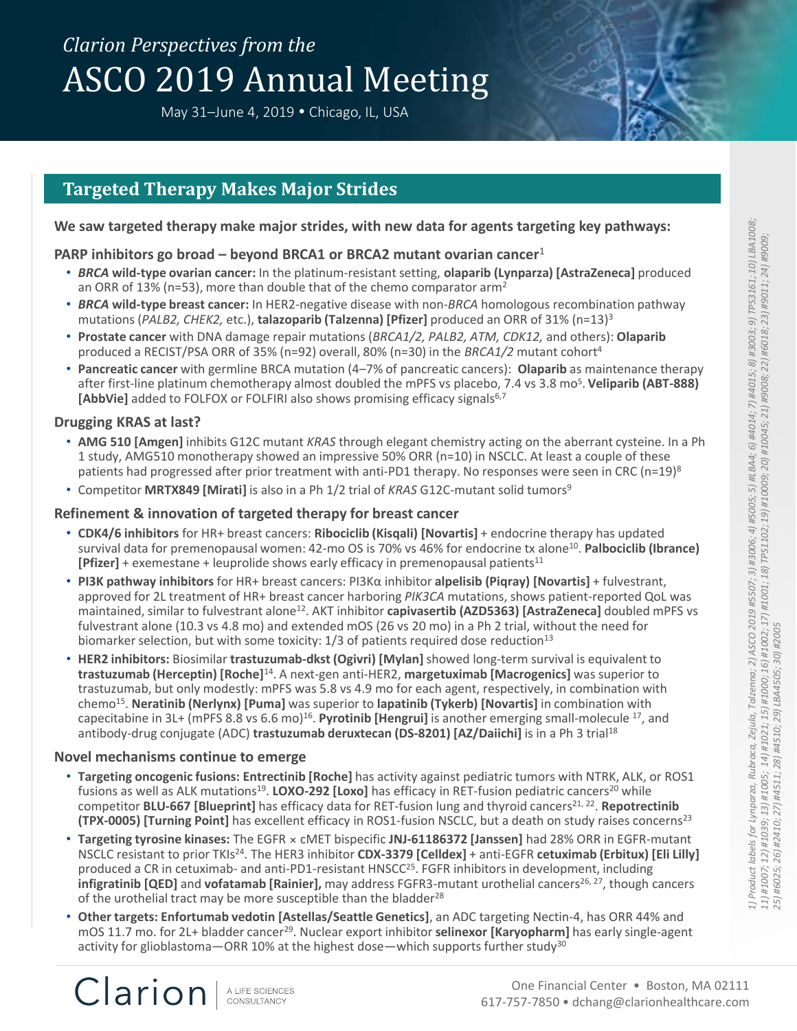*Clarion Perspectives from the*

# ASCO 2019 Annual Meeting

May 31–June 4, 2019 • Chicago, IL, USA

## Targeted Therapy Makes Major Strides

**We saw targeted therapy make major strides, with new data for agents targeting key pathways:**

### PARP inhibitors go broad – beyond BRCA1 or BRCA2 mutant ovarian cancer[1]

- ***BRCA* wild-type ovarian cancer:** In the platinum-resistant setting, **olaparib (Lynparza) [AstraZeneca]** produced an ORR of 13% (n=53), more than double that of the chemo comparator arm[2]
- ***BRCA* wild-type breast cancer:** In HER2-negative disease with non-*BRCA* homologous recombination pathway mutations (*PALB2, CHEK2,* etc.), **talazoparib (Talzenna) [Pfizer]** produced an ORR of 31% (n=13)[3]
- **Prostate cancer** with DNA damage repair mutations (*BRCA1/2, PALB2, ATM, CDK12,* and others): **Olaparib** produced a RECIST/PSA ORR of 35% (n=92) overall, 80% (n=30) in the *BRCA1/2* mutant cohort[4]
- **Pancreatic cancer** with germline BRCA mutation (4–7% of pancreatic cancers): **Olaparib** as maintenance therapy after first-line platinum chemotherapy almost doubled the mPFS vs placebo, 7.4 vs 3.8 mo[5]. **Veliparib (ABT-888) [AbbVie]** added to FOLFOX or FOLFIRI also shows promising efficacy signals[6,7]

### Drugging KRAS at last?

- **AMG 510 [Amgen]** inhibits G12C mutant *KRAS* through elegant chemistry acting on the aberrant cysteine. In a Ph 1 study, AMG510 monotherapy showed an impressive 50% ORR (n=10) in NSCLC. At least a couple of these patients had progressed after prior treatment with anti-PD1 therapy. No responses were seen in CRC (n=19)[8]
- Competitor **MRTX849 [Mirati]** is also in a Ph 1/2 trial of *KRAS* G12C-mutant solid tumors[9]

### Refinement & innovation of targeted therapy for breast cancer

- **CDK4/6 inhibitors** for HR+ breast cancers: **Ribociclib (Kisqali) [Novartis]** + endocrine therapy has updated survival data for premenopausal women: 42-mo OS is 70% vs 46% for endocrine tx alone[10]. **Palbociclib (Ibrance) [Pfizer]** + exemestane + leuprolide shows early efficacy in premenopausal patients[11]
- **PI3K pathway inhibitors** for HR+ breast cancers: PI3Kα inhibitor **alpelisib (Piqray) [Novartis]** + fulvestrant, approved for 2L treatment of HR+ breast cancer harboring *PIK3CA* mutations, shows patient-reported QoL was maintained, similar to fulvestrant alone[12]. AKT inhibitor **capivasertib (AZD5363) [AstraZeneca]** doubled mPFS vs fulvestrant alone (10.3 vs 4.8 mo) and extended mOS (26 vs 20 mo) in a Ph 2 trial, without the need for biomarker selection, but with some toxicity: 1/3 of patients required dose reduction[13]
- **HER2 inhibitors:** Biosimilar **trastuzumab-dkst (Ogivri) [Mylan]** showed long-term survival is equivalent to **trastuzumab (Herceptin) [Roche]**[14]. A next-gen anti-HER2, **margetuximab [Macrogenics]** was superior to trastuzumab, but only modestly: mPFS was 5.8 vs 4.9 mo for each agent, respectively, in combination with chemo[15]. **Neratinib (Nerlynx) [Puma]** was superior to **lapatinib (Tykerb) [Novartis]** in combination with capecitabine in 3L+ (mPFS 8.8 vs 6.6 mo)[16]. **Pyrotinib [Hengrui]** is another emerging small-molecule [17], and antibody-drug conjugate (ADC) **trastuzumab deruxtecan (DS-8201) [AZ/Daiichi]** is in a Ph 3 trial[18]

### Novel mechanisms continue to emerge

- **Targeting oncogenic fusions: Entrectinib [Roche]** has activity against pediatric tumors with NTRK, ALK, or ROS1 fusions as well as ALK mutations[19]. **LOXO-292 [Loxo]** has efficacy in RET-fusion pediatric cancers[20] while competitor **BLU-667 [Blueprint]** has efficacy data for RET-fusion lung and thyroid cancers[21, 22]. **Repotrectinib (TPX-0005) [Turning Point]** has excellent efficacy in ROS1-fusion NSCLC, but a death on study raises concerns[23]
- **Targeting tyrosine kinases:** The EGFR × cMET bispecific **JNJ-61186372 [Janssen]** had 28% ORR in EGFR-mutant NSCLC resistant to prior TKIs[24]. The HER3 inhibitor **CDX-3379 [Celldex]** + anti-EGFR **cetuximab (Erbitux) [Eli Lilly]** produced a CR in cetuximab- and anti-PD1-resistant HNSCC[25]. FGFR inhibitors in development, including **infigratinib [QED]** and **vofatamab [Rainier],** may address FGFR3-mutant urothelial cancers[26, 27], though cancers of the urothelial tract may be more susceptible than the bladder[28]
- **Other targets: Enfortumab vedotin [Astellas/Seattle Genetics]**, an ADC targeting Nectin-4, has ORR 44% and mOS 11.7 mo. for 2L+ bladder cancer[29]. Nuclear export inhibitor **selinexor [Karyopharm]** has early single-agent activity for glioblastoma—ORR 10% at the highest dose—which supports further study[30]

*1) Product labels for Lynparza, Rubraca, Zejula, Talzenno; 2) ASCO 2019 #5507; 3) #3006; 4) #5005; 5) #LBA4; 6) #4014; 7) #4015; 8) #3003; 9) TPS3161; 10) LBA1008; 11) #1007; 12) #1039; 13) #1005; 14) #1021; 15) #1000; 16) #1002; 17) #1001; 18) TPS1102; 19) #10009; 20) #10045; 21) #9008; 22) #6018; 23) #9011; 24) #9009; 25) #6025; 26) #2410; 27) #4511; 28) #4510; 29) LBA4505; 30) #2005*

Clarion | A LIFE SCIENCES CONSULTANCY

One Financial Center • Boston, MA 02111
617-757-7850 • dchang@clarionhealthcare.com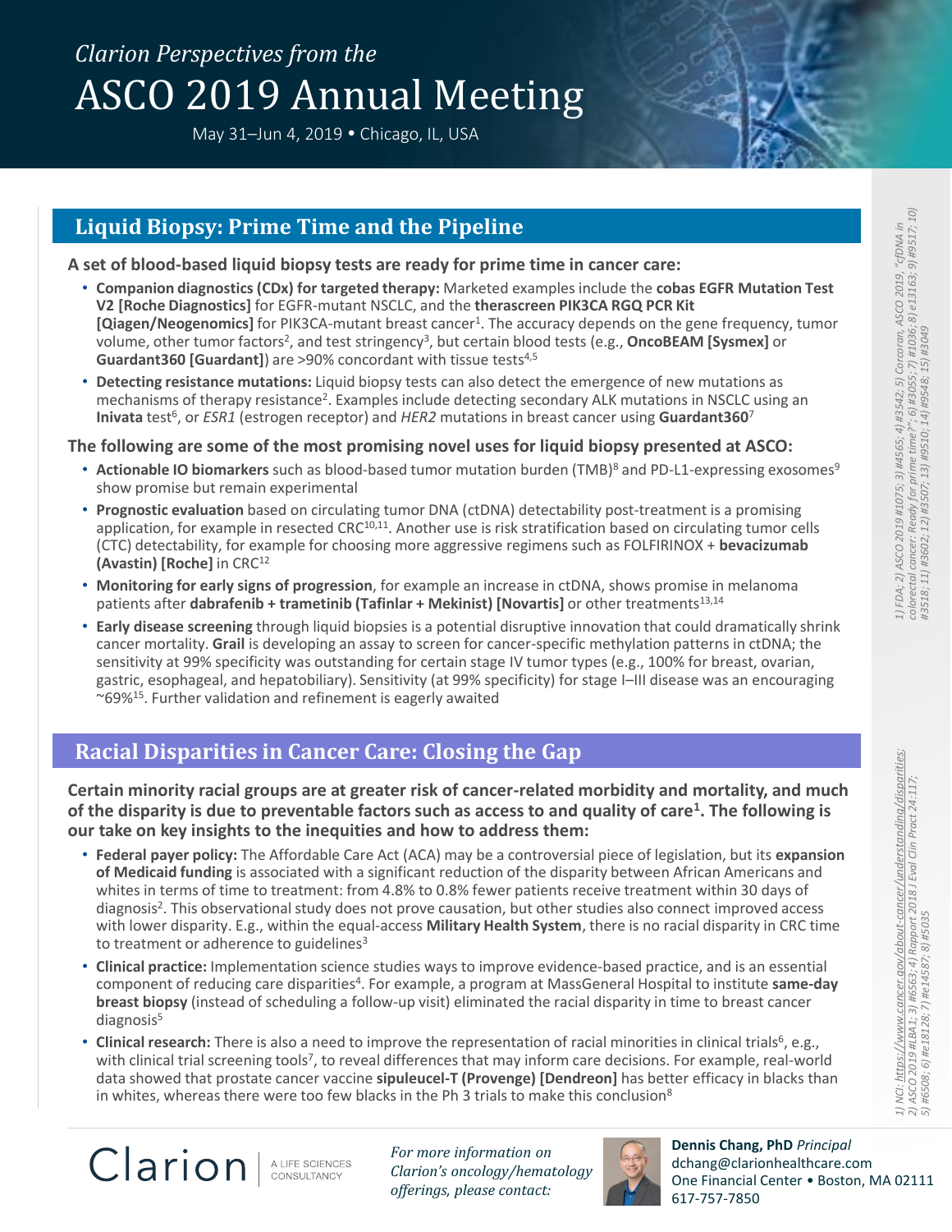*Clarion Perspectives from the*

# ASCO 2019 Annual Meeting

May 31–Jun 4, 2019 • Chicago, IL, USA

## Liquid Biopsy: Prime Time and the Pipeline

**A set of blood-based liquid biopsy tests are ready for prime time in cancer care:**

- **Companion diagnostics (CDx) for targeted therapy:** Marketed examples include the **cobas EGFR Mutation Test V2 [Roche Diagnostics]** for EGFR-mutant NSCLC, and the **therascreen PIK3CA RGQ PCR Kit [Qiagen/Neogenomics]** for PIK3CA-mutant breast cancer[1]. The accuracy depends on the gene frequency, tumor volume, other tumor factors[2], and test stringency[3], but certain blood tests (e.g., **OncoBEAM [Sysmex]** or **Guardant360 [Guardant]**) are >90% concordant with tissue tests[4,5]
- **Detecting resistance mutations:** Liquid biopsy tests can also detect the emergence of new mutations as mechanisms of therapy resistance[2]. Examples include detecting secondary ALK mutations in NSCLC using an **Inivata** test[6], or *ESR1* (estrogen receptor) and *HER2* mutations in breast cancer using **Guardant360**[7]

**The following are some of the most promising novel uses for liquid biopsy presented at ASCO:**

- **Actionable IO biomarkers** such as blood-based tumor mutation burden (TMB)[8] and PD-L1-expressing exosomes[9] show promise but remain experimental
- **Prognostic evaluation** based on circulating tumor DNA (ctDNA) detectability post-treatment is a promising application, for example in resected CRC[10,11]. Another use is risk stratification based on circulating tumor cells (CTC) detectability, for example for choosing more aggressive regimens such as FOLFIRINOX + **bevacizumab (Avastin) [Roche]** in CRC[12]
- **Monitoring for early signs of progression**, for example an increase in ctDNA, shows promise in melanoma patients after **dabrafenib + trametinib (Tafinlar + Mekinist) [Novartis]** or other treatments[13,14]
- **Early disease screening** through liquid biopsies is a potential disruptive innovation that could dramatically shrink cancer mortality. **Grail** is developing an assay to screen for cancer-specific methylation patterns in ctDNA; the sensitivity at 99% specificity was outstanding for certain stage IV tumor types (e.g., 100% for breast, ovarian, gastric, esophageal, and hepatobiliary). Sensitivity (at 99% specificity) for stage I–III disease was an encouraging ~69%[15]. Further validation and refinement is eagerly awaited

*1) FDA; 2) ASCO 2019 #1075; 3) #565; 4) #3542; 5) Corcoran, ASCO 2019, "cfDNA in colorectal cancer: Ready for prime time?"; 6) #3055; 7) #1036; 8) e13163; 9) #9517; 10) #3518; 11) #3602; 12) #3507; 13) #9510; 14) #9548; 15) #3049*

## Racial Disparities in Cancer Care: Closing the Gap

**Certain minority racial groups are at greater risk of cancer-related morbidity and mortality, and much of the disparity is due to preventable factors such as access to and quality of care[1]. The following is our take on key insights to the inequities and how to address them:**

- **Federal payer policy:** The Affordable Care Act (ACA) may be a controversial piece of legislation, but its **expansion of Medicaid funding** is associated with a significant reduction of the disparity between African Americans and whites in terms of time to treatment: from 4.8% to 0.8% fewer patients receive treatment within 30 days of diagnosis[2]. This observational study does not prove causation, but other studies also connect improved access with lower disparity. E.g., within the equal-access **Military Health System**, there is no racial disparity in CRC time to treatment or adherence to guidelines[3]
- **Clinical practice:** Implementation science studies ways to improve evidence-based practice, and is an essential component of reducing care disparities[4]. For example, a program at MassGeneral Hospital to institute **same-day breast biopsy** (instead of scheduling a follow-up visit) eliminated the racial disparity in time to breast cancer diagnosis[5]
- **Clinical research:** There is also a need to improve the representation of racial minorities in clinical trials[6], e.g., with clinical trial screening tools[7], to reveal differences that may inform care decisions. For example, real-world data showed that prostate cancer vaccine **sipuleucel-T (Provenge) [Dendreon]** has better efficacy in blacks than in whites, whereas there were too few blacks in the Ph 3 trials to make this conclusion[8]

*1) NCI: https://www.cancer.gov/about-cancer/understanding/disparities; 2) ASCO 2019 #LBA1; 3) #6563; 4) Rapport 2018 J Eval Clin Pract 24:117; 5) #6508; 6) #e18128; 7) #e14587; 8) #5035*

Clarion | A LIFE SCIENCES CONSULTANCY

*For more information on Clarion's oncology/hematology offerings, please contact:*

**Dennis Chang, PhD** *Principal*
dchang@clarionhealthcare.com
One Financial Center • Boston, MA 02111
617-757-7850